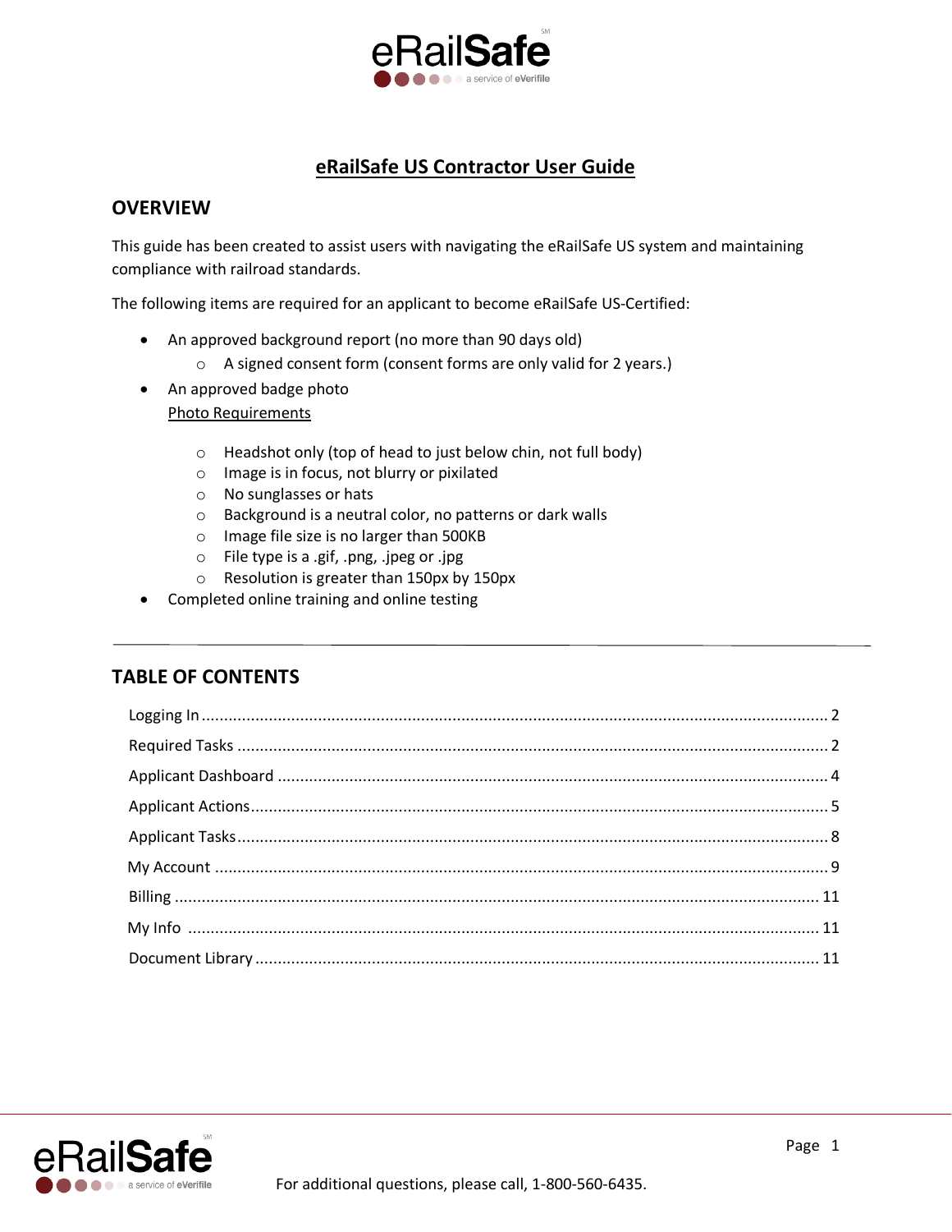# eRailSafe US Contractor User Guide

## OVERVIEW

This guide has been created to assist users with navigating the eRailSafe US system and maintaining compliance with railroad standards.

The following items are required for an applicant to become eRailSafe US-Certified:

- An approved background report (no more than 90 days old)
  - A signed consent form (consent forms are only valid for 2 years.)
- An approved badge photo

  Photo Requirements
  - Headshot only (top of head to just below chin, not full body)
  - Image is in focus, not blurry or pixilated
  - No sunglasses or hats
  - Background is a neutral color, no patterns or dark walls
  - Image file size is no larger than 500KB
  - File type is a .gif, .png, .jpeg or .jpg
  - Resolution is greater than 150px by 150px
- Completed online training and online testing

---

## TABLE OF CONTENTS

| Section | Page |
|---|---|
| Logging In | 2 |
| Required Tasks | 2 |
| Applicant Dashboard | 4 |
| Applicant Actions | 5 |
| Applicant Tasks | 8 |
| My Account | 9 |
| Billing | 11 |
| My Info | 11 |
| Document Library | 11 |

For additional questions, please call, 1-800-560-6435.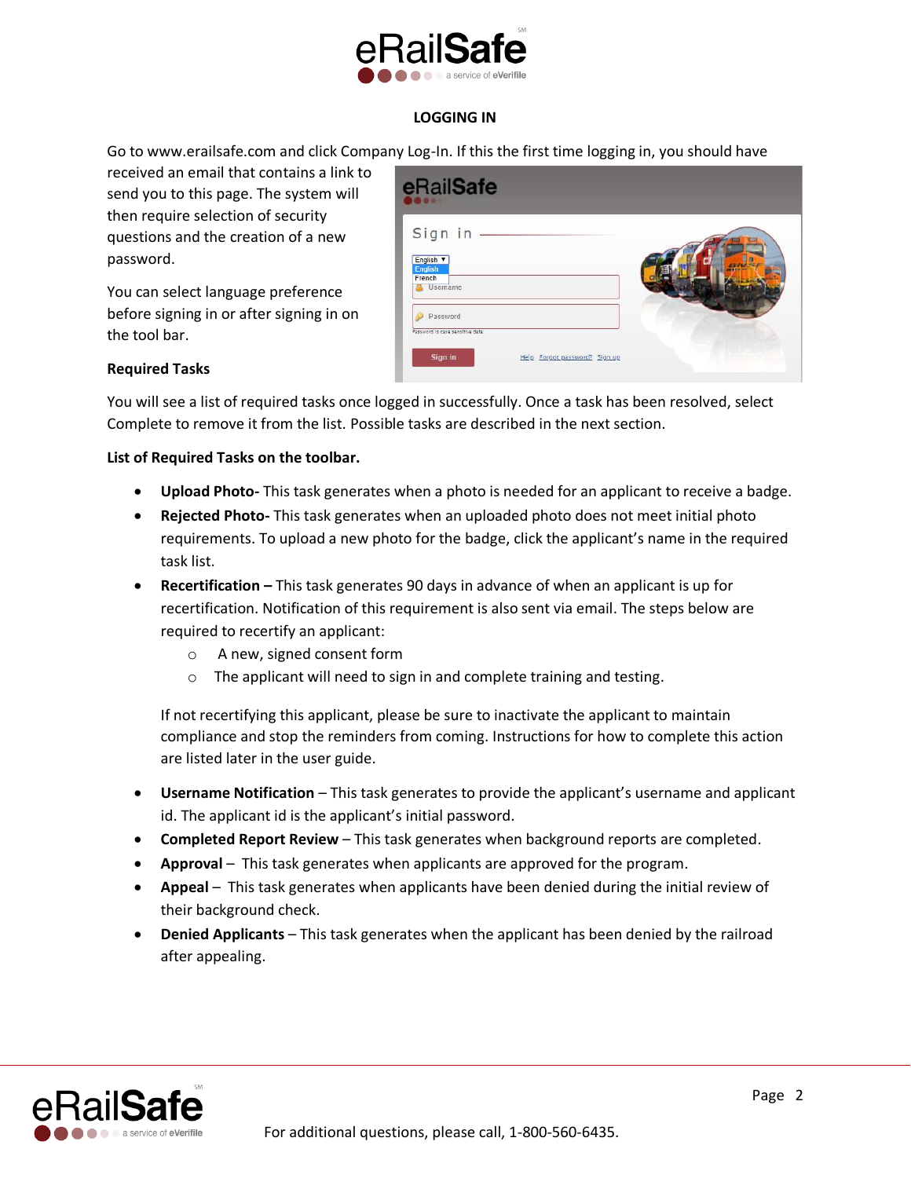## LOGGING IN

Go to www.erailsafe.com and click Company Log-In. If this the first time logging in, you should have received an email that contains a link to send you to this page. The system will then require selection of security questions and the creation of a new password.

You can select language preference before signing in or after signing in on the tool bar.

### Required Tasks

You will see a list of required tasks once logged in successfully. Once a task has been resolved, select Complete to remove it from the list. Possible tasks are described in the next section.

### List of Required Tasks on the toolbar.

- **Upload Photo-** This task generates when a photo is needed for an applicant to receive a badge.
- **Rejected Photo-** This task generates when an uploaded photo does not meet initial photo requirements. To upload a new photo for the badge, click the applicant's name in the required task list.
- **Recertification –** This task generates 90 days in advance of when an applicant is up for recertification. Notification of this requirement is also sent via email. The steps below are required to recertify an applicant:
  - A new, signed consent form
  - The applicant will need to sign in and complete training and testing.

  If not recertifying this applicant, please be sure to inactivate the applicant to maintain compliance and stop the reminders from coming. Instructions for how to complete this action are listed later in the user guide.

- **Username Notification** – This task generates to provide the applicant's username and applicant id. The applicant id is the applicant's initial password.
- **Completed Report Review** – This task generates when background reports are completed.
- **Approval** – This task generates when applicants are approved for the program.
- **Appeal** – This task generates when applicants have been denied during the initial review of their background check.
- **Denied Applicants** – This task generates when the applicant has been denied by the railroad after appealing.

For additional questions, please call, 1-800-560-6435.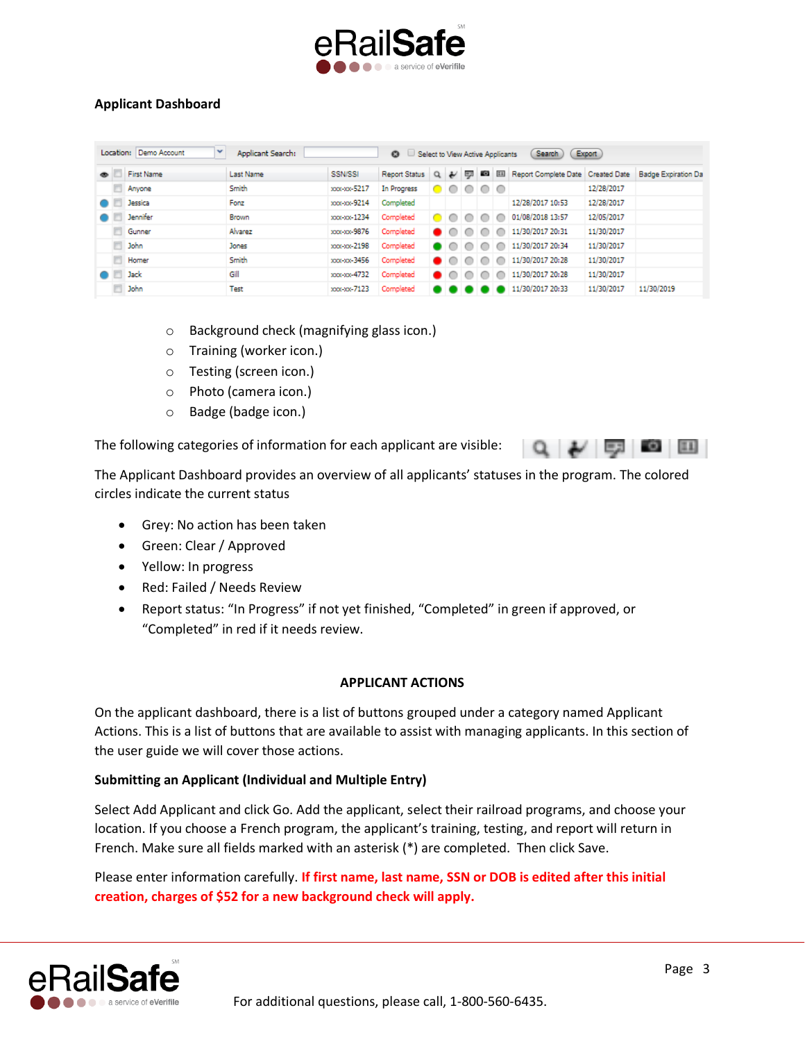**Applicant Dashboard**

| | | First Name | Last Name | SSN/SSI | Report Status | | | | | | Report Complete Date | Created Date | Badge Expiration Da |
|---|---|---|---|---|---|---|---|---|---|---|---|---|---|
| | | Anyone | Smith | xxx-xx-5217 | In Progress | | | | | | | 12/28/2017 | |
| | | Jessica | Fonz | xxx-xx-9214 | Completed | | | | | | 12/28/2017 10:53 | 12/28/2017 | |
| | | Jennifer | Brown | xxx-xx-1234 | Completed | | | | | | 01/08/2018 13:57 | 12/05/2017 | |
| | | Gunner | Alvarez | xxx-xx-9876 | Completed | | | | | | 11/30/2017 20:31 | 11/30/2017 | |
| | | John | Jones | xxx-xx-2198 | Completed | | | | | | 11/30/2017 20:34 | 11/30/2017 | |
| | | Homer | Smith | xxx-xx-3456 | Completed | | | | | | 11/30/2017 20:28 | 11/30/2017 | |
| | | Jack | Gill | xxx-xx-4732 | Completed | | | | | | 11/30/2017 20:28 | 11/30/2017 | |
| | | John | Test | xxx-xx-7123 | Completed | | | | | | 11/30/2017 20:33 | 11/30/2017 | 11/30/2019 |

- Background check (magnifying glass icon.)
- Training (worker icon.)
- Testing (screen icon.)
- Photo (camera icon.)
- Badge (badge icon.)

The following categories of information for each applicant are visible:

The Applicant Dashboard provides an overview of all applicants' statuses in the program. The colored circles indicate the current status

- Grey: No action has been taken
- Green: Clear / Approved
- Yellow: In progress
- Red: Failed / Needs Review
- Report status: "In Progress" if not yet finished, "Completed" in green if approved, or "Completed" in red if it needs review.

## APPLICANT ACTIONS

On the applicant dashboard, there is a list of buttons grouped under a category named Applicant Actions. This is a list of buttons that are available to assist with managing applicants. In this section of the user guide we will cover those actions.

### Submitting an Applicant (Individual and Multiple Entry)

Select Add Applicant and click Go. Add the applicant, select their railroad programs, and choose your location. If you choose a French program, the applicant's training, testing, and report will return in French. Make sure all fields marked with an asterisk (*) are completed. Then click Save.

Please enter information carefully. **If first name, last name, SSN or DOB is edited after this initial creation, charges of $52 for a new background check will apply.**

For additional questions, please call, 1-800-560-6435.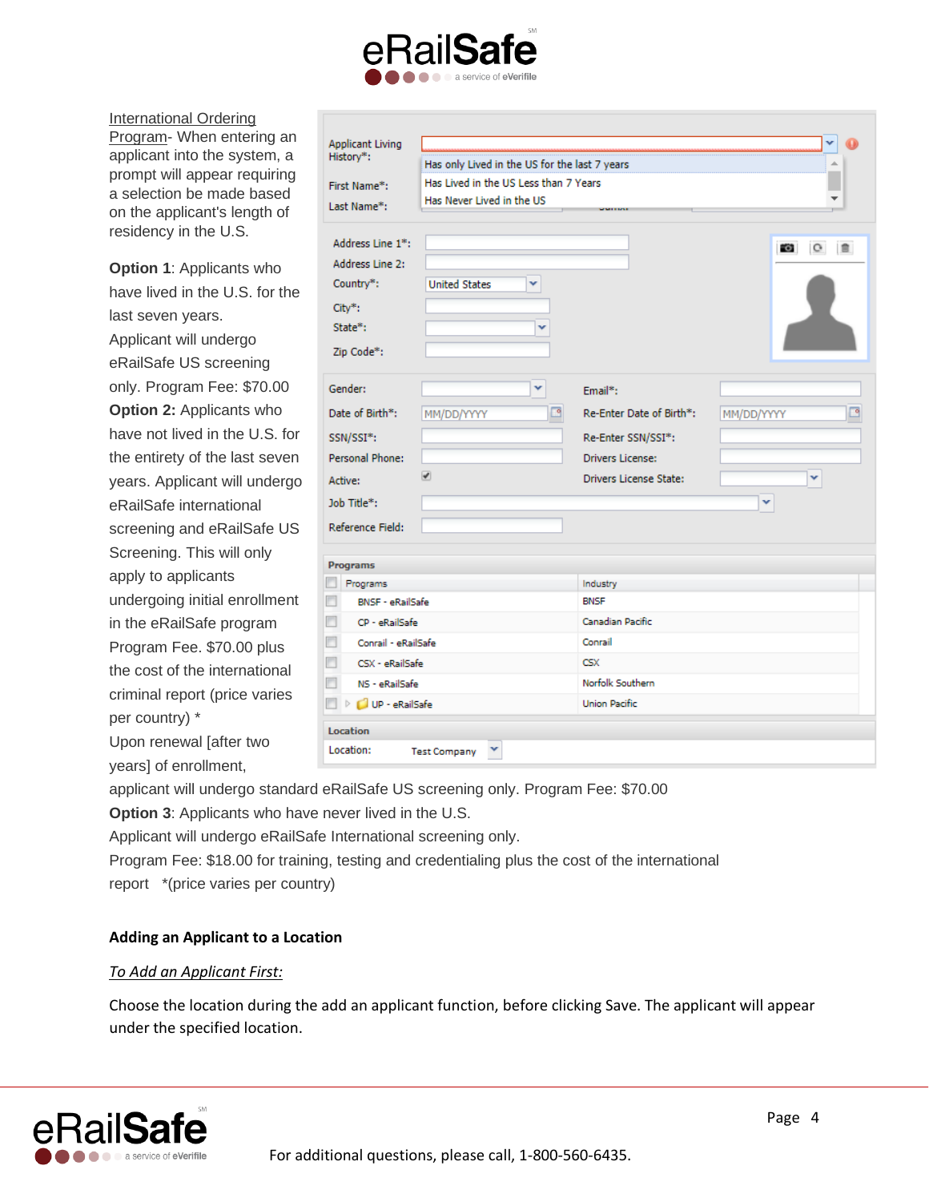International Ordering Program- When entering an applicant into the system, a prompt will appear requiring a selection be made based on the applicant's length of residency in the U.S.

**Option 1**: Applicants who have lived in the U.S. for the last seven years. Applicant will undergo eRailSafe US screening only. Program Fee: $70.00

**Option 2:** Applicants who have not lived in the U.S. for the entirety of the last seven years. Applicant will undergo eRailSafe international screening and eRailSafe US Screening. This will only apply to applicants undergoing initial enrollment in the eRailSafe program Program Fee. $70.00 plus the cost of the international criminal report (price varies per country) *
Upon renewal [after two years] of enrollment, applicant will undergo standard eRailSafe US screening only. Program Fee: $70.00

**Option 3**: Applicants who have never lived in the U.S.
Applicant will undergo eRailSafe International screening only.
Program Fee: $18.00 for training, testing and credentialing plus the cost of the international report *(price varies per country)

### Adding an Applicant to a Location

*To Add an Applicant First:*

Choose the location during the add an applicant function, before clicking Save. The applicant will appear under the specified location.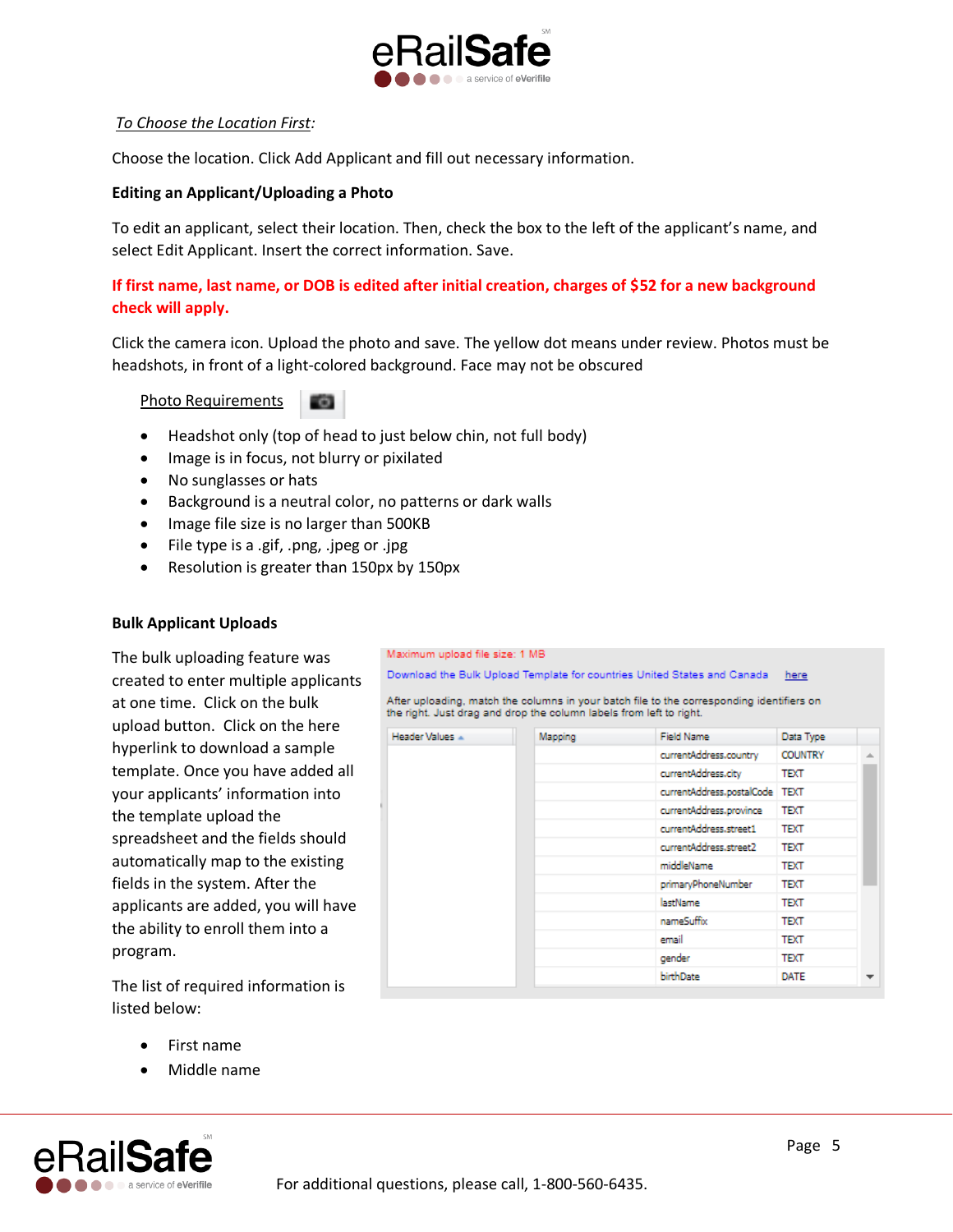*To Choose the Location First*:

Choose the location. Click Add Applicant and fill out necessary information.

**Editing an Applicant/Uploading a Photo**

To edit an applicant, select their location. Then, check the box to the left of the applicant's name, and select Edit Applicant. Insert the correct information. Save.

**If first name, last name, or DOB is edited after initial creation, charges of $52 for a new background check will apply.**

Click the camera icon. Upload the photo and save. The yellow dot means under review. Photos must be headshots, in front of a light-colored background. Face may not be obscured

Photo Requirements

- Headshot only (top of head to just below chin, not full body)
- Image is in focus, not blurry or pixilated
- No sunglasses or hats
- Background is a neutral color, no patterns or dark walls
- Image file size is no larger than 500KB
- File type is a .gif, .png, .jpeg or .jpg
- Resolution is greater than 150px by 150px

**Bulk Applicant Uploads**

The bulk uploading feature was created to enter multiple applicants at one time. Click on the bulk upload button. Click on the here hyperlink to download a sample template. Once you have added all your applicants' information into the template upload the spreadsheet and the fields should automatically map to the existing fields in the system. After the applicants are added, you will have the ability to enroll them into a program.

Maximum upload file size: 1 MB

Download the Bulk Upload Template for countries United States and Canada here

After uploading, match the columns in your batch file to the corresponding identifiers on the right. Just drag and drop the column labels from left to right.

| Header Values | Mapping | Field Name | Data Type |
|---|---|---|---|
| | | currentAddress.country | COUNTRY |
| | | currentAddress.city | TEXT |
| | | currentAddress.postalCode | TEXT |
| | | currentAddress.province | TEXT |
| | | currentAddress.street1 | TEXT |
| | | currentAddress.street2 | TEXT |
| | | middleName | TEXT |
| | | primaryPhoneNumber | TEXT |
| | | lastName | TEXT |
| | | nameSuffix | TEXT |
| | | email | TEXT |
| | | gender | TEXT |
| | | birthDate | DATE |

The list of required information is listed below:

- First name
- Middle name

For additional questions, please call, 1-800-560-6435.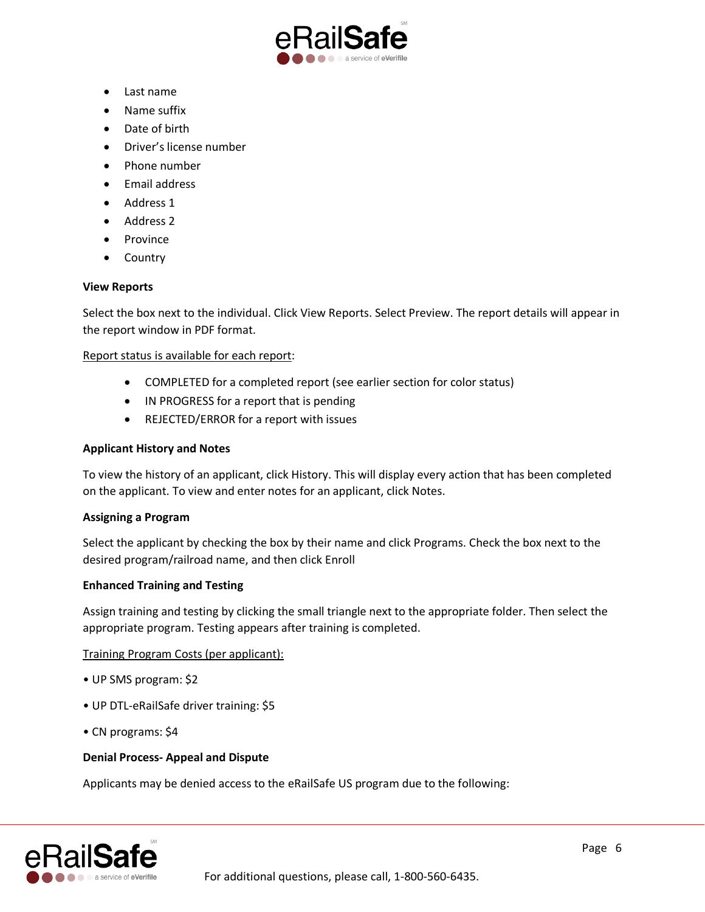- Last name
- Name suffix
- Date of birth
- Driver's license number
- Phone number
- Email address
- Address 1
- Address 2
- Province
- Country

**View Reports**

Select the box next to the individual. Click View Reports. Select Preview. The report details will appear in the report window in PDF format.

Report status is available for each report:

- COMPLETED for a completed report (see earlier section for color status)
- IN PROGRESS for a report that is pending
- REJECTED/ERROR for a report with issues

**Applicant History and Notes**

To view the history of an applicant, click History. This will display every action that has been completed on the applicant. To view and enter notes for an applicant, click Notes.

**Assigning a Program**

Select the applicant by checking the box by their name and click Programs. Check the box next to the desired program/railroad name, and then click Enroll

**Enhanced Training and Testing**

Assign training and testing by clicking the small triangle next to the appropriate folder. Then select the appropriate program. Testing appears after training is completed.

Training Program Costs (per applicant):

- UP SMS program: $2
- UP DTL-eRailSafe driver training: $5
- CN programs: $4

**Denial Process- Appeal and Dispute**

Applicants may be denied access to the eRailSafe US program due to the following: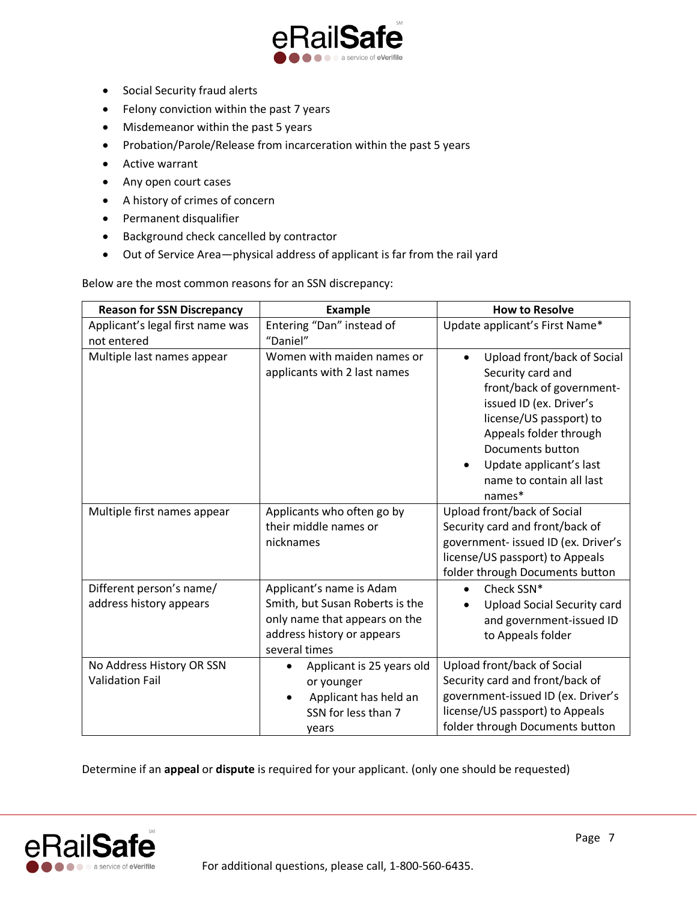- Social Security fraud alerts
- Felony conviction within the past 7 years
- Misdemeanor within the past 5 years
- Probation/Parole/Release from incarceration within the past 5 years
- Active warrant
- Any open court cases
- A history of crimes of concern
- Permanent disqualifier
- Background check cancelled by contractor
- Out of Service Area—physical address of applicant is far from the rail yard

Below are the most common reasons for an SSN discrepancy:

| Reason for SSN Discrepancy | Example | How to Resolve |
|---|---|---|
| Applicant's legal first name was not entered | Entering "Dan" instead of "Daniel" | Update applicant's First Name* |
| Multiple last names appear | Women with maiden names or applicants with 2 last names | • Upload front/back of Social Security card and front/back of government-issued ID (ex. Driver's license/US passport) to Appeals folder through Documents button<br>• Update applicant's last name to contain all last names* |
| Multiple first names appear | Applicants who often go by their middle names or nicknames | Upload front/back of Social Security card and front/back of government- issued ID (ex. Driver's license/US passport) to Appeals folder through Documents button |
| Different person's name/ address history appears | Applicant's name is Adam Smith, but Susan Roberts is the only name that appears on the address history or appears several times | • Check SSN*<br>• Upload Social Security card and government-issued ID to Appeals folder |
| No Address History OR SSN Validation Fail | • Applicant is 25 years old or younger<br>• Applicant has held an SSN for less than 7 years | Upload front/back of Social Security card and front/back of government-issued ID (ex. Driver's license/US passport) to Appeals folder through Documents button |

Determine if an **appeal** or **dispute** is required for your applicant. (only one should be requested)

For additional questions, please call, 1-800-560-6435.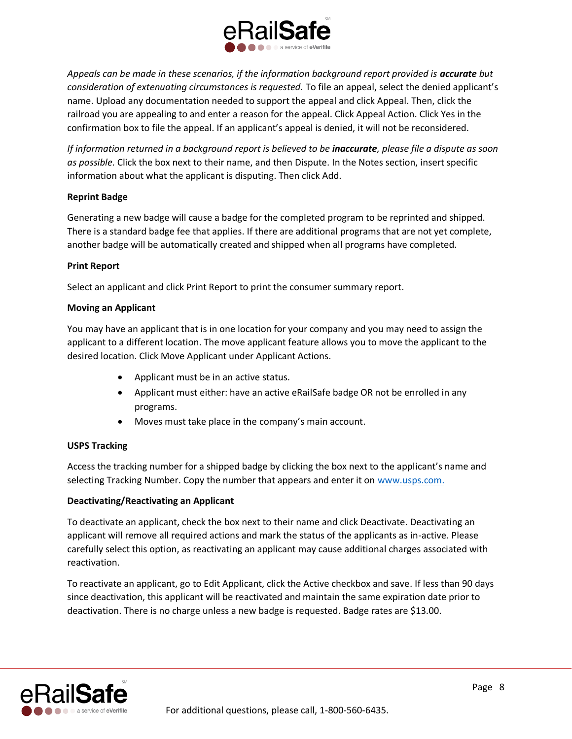*Appeals can be made in these scenarios, if the information background report provided is **accurate** but consideration of extenuating circumstances is requested.* To file an appeal, select the denied applicant's name. Upload any documentation needed to support the appeal and click Appeal. Then, click the railroad you are appealing to and enter a reason for the appeal. Click Appeal Action. Click Yes in the confirmation box to file the appeal. If an applicant's appeal is denied, it will not be reconsidered.

*If information returned in a background report is believed to be **inaccurate**, please file a dispute as soon as possible.* Click the box next to their name, and then Dispute. In the Notes section, insert specific information about what the applicant is disputing. Then click Add.

**Reprint Badge**

Generating a new badge will cause a badge for the completed program to be reprinted and shipped. There is a standard badge fee that applies. If there are additional programs that are not yet complete, another badge will be automatically created and shipped when all programs have completed.

**Print Report**

Select an applicant and click Print Report to print the consumer summary report.

**Moving an Applicant**

You may have an applicant that is in one location for your company and you may need to assign the applicant to a different location. The move applicant feature allows you to move the applicant to the desired location. Click Move Applicant under Applicant Actions.

- Applicant must be in an active status.
- Applicant must either: have an active eRailSafe badge OR not be enrolled in any programs.
- Moves must take place in the company's main account.

**USPS Tracking**

Access the tracking number for a shipped badge by clicking the box next to the applicant's name and selecting Tracking Number. Copy the number that appears and enter it on [www.usps.com.](http://www.usps.com)

**Deactivating/Reactivating an Applicant**

To deactivate an applicant, check the box next to their name and click Deactivate. Deactivating an applicant will remove all required actions and mark the status of the applicants as in-active. Please carefully select this option, as reactivating an applicant may cause additional charges associated with reactivation.

To reactivate an applicant, go to Edit Applicant, click the Active checkbox and save. If less than 90 days since deactivation, this applicant will be reactivated and maintain the same expiration date prior to deactivation. There is no charge unless a new badge is requested. Badge rates are $13.00.

For additional questions, please call, 1-800-560-6435.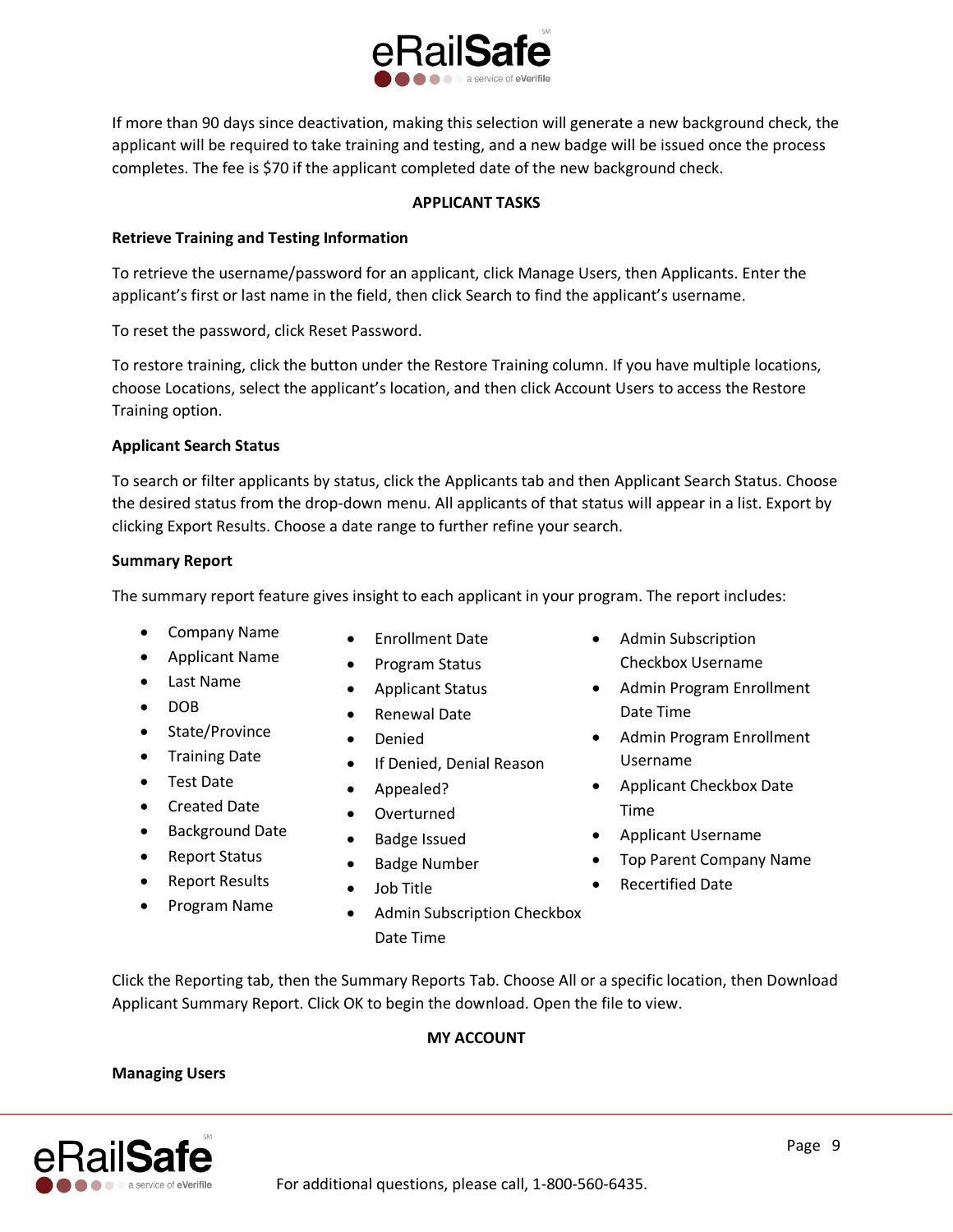If more than 90 days since deactivation, making this selection will generate a new background check, the applicant will be required to take training and testing, and a new badge will be issued once the process completes. The fee is $70 if the applicant completed date of the new background check.

## APPLICANT TASKS

### Retrieve Training and Testing Information

To retrieve the username/password for an applicant, click Manage Users, then Applicants. Enter the applicant's first or last name in the field, then click Search to find the applicant's username.

To reset the password, click Reset Password.

To restore training, click the button under the Restore Training column. If you have multiple locations, choose Locations, select the applicant's location, and then click Account Users to access the Restore Training option.

### Applicant Search Status

To search or filter applicants by status, click the Applicants tab and then Applicant Search Status. Choose the desired status from the drop-down menu. All applicants of that status will appear in a list. Export by clicking Export Results. Choose a date range to further refine your search.

### Summary Report

The summary report feature gives insight to each applicant in your program. The report includes:

- Company Name
- Applicant Name
- Last Name
- DOB
- State/Province
- Training Date
- Test Date
- Created Date
- Background Date
- Report Status
- Report Results
- Program Name
- Enrollment Date
- Program Status
- Applicant Status
- Renewal Date
- Denied
- If Denied, Denial Reason
- Appealed?
- Overturned
- Badge Issued
- Badge Number
- Job Title
- Admin Subscription Checkbox Date Time
- Admin Subscription Checkbox Username
- Admin Program Enrollment Date Time
- Admin Program Enrollment Username
- Applicant Checkbox Date Time
- Applicant Username
- Top Parent Company Name
- Recertified Date

Click the Reporting tab, then the Summary Reports Tab. Choose All or a specific location, then Download Applicant Summary Report. Click OK to begin the download. Open the file to view.

## MY ACCOUNT

### Managing Users

For additional questions, please call, 1-800-560-6435.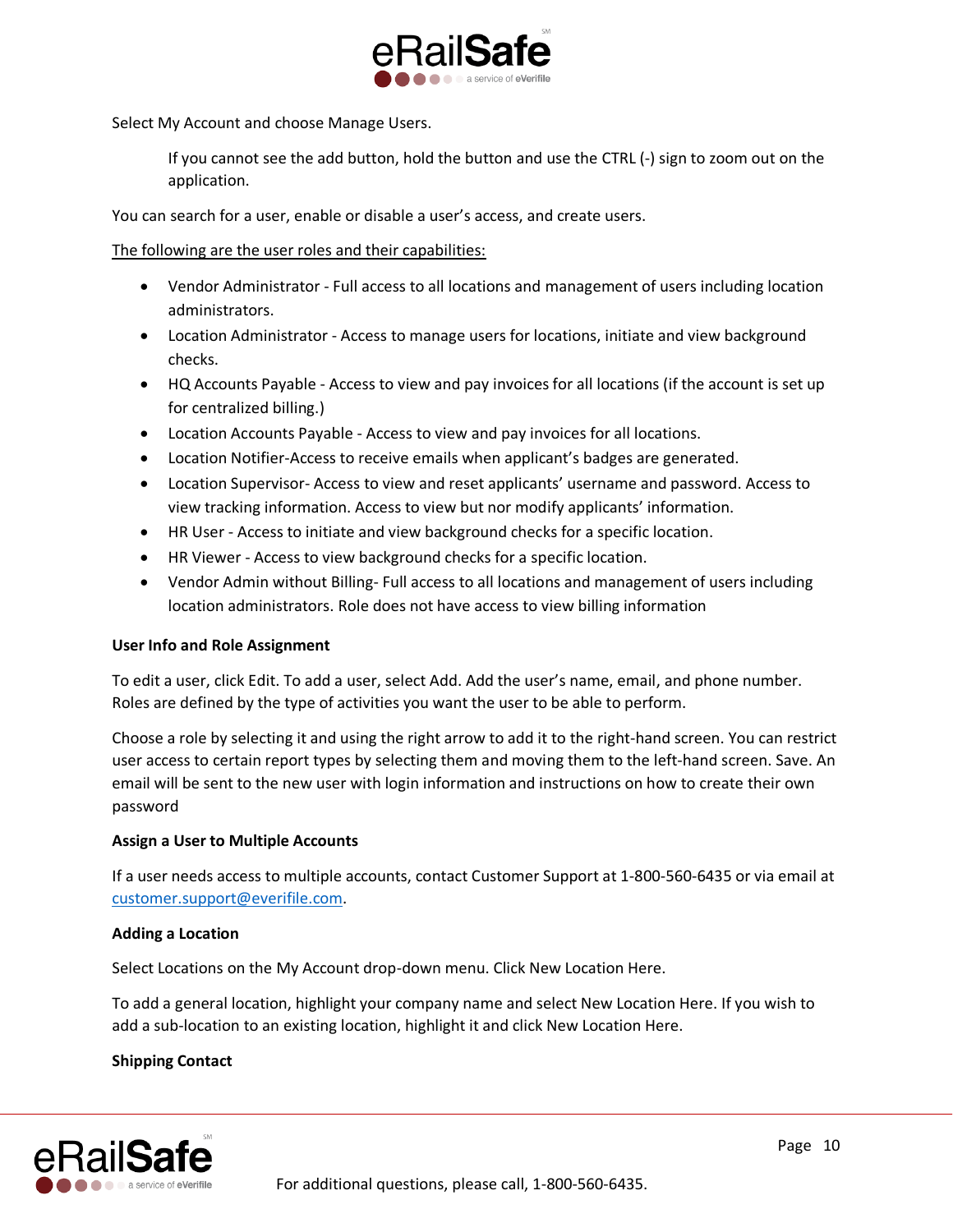Select My Account and choose Manage Users.

> If you cannot see the add button, hold the button and use the CTRL (-) sign to zoom out on the application.

You can search for a user, enable or disable a user's access, and create users.

<u>The following are the user roles and their capabilities:</u>

- Vendor Administrator - Full access to all locations and management of users including location administrators.
- Location Administrator - Access to manage users for locations, initiate and view background checks.
- HQ Accounts Payable - Access to view and pay invoices for all locations (if the account is set up for centralized billing.)
- Location Accounts Payable - Access to view and pay invoices for all locations.
- Location Notifier-Access to receive emails when applicant's badges are generated.
- Location Supervisor- Access to view and reset applicants' username and password. Access to view tracking information. Access to view but nor modify applicants' information.
- HR User - Access to initiate and view background checks for a specific location.
- HR Viewer - Access to view background checks for a specific location.
- Vendor Admin without Billing- Full access to all locations and management of users including location administrators. Role does not have access to view billing information

**User Info and Role Assignment**

To edit a user, click Edit. To add a user, select Add. Add the user's name, email, and phone number. Roles are defined by the type of activities you want the user to be able to perform.

Choose a role by selecting it and using the right arrow to add it to the right-hand screen. You can restrict user access to certain report types by selecting them and moving them to the left-hand screen. Save. An email will be sent to the new user with login information and instructions on how to create their own password

**Assign a User to Multiple Accounts**

If a user needs access to multiple accounts, contact Customer Support at 1-800-560-6435 or via email at customer.support@everifile.com.

**Adding a Location**

Select Locations on the My Account drop-down menu. Click New Location Here.

To add a general location, highlight your company name and select New Location Here. If you wish to add a sub-location to an existing location, highlight it and click New Location Here.

**Shipping Contact**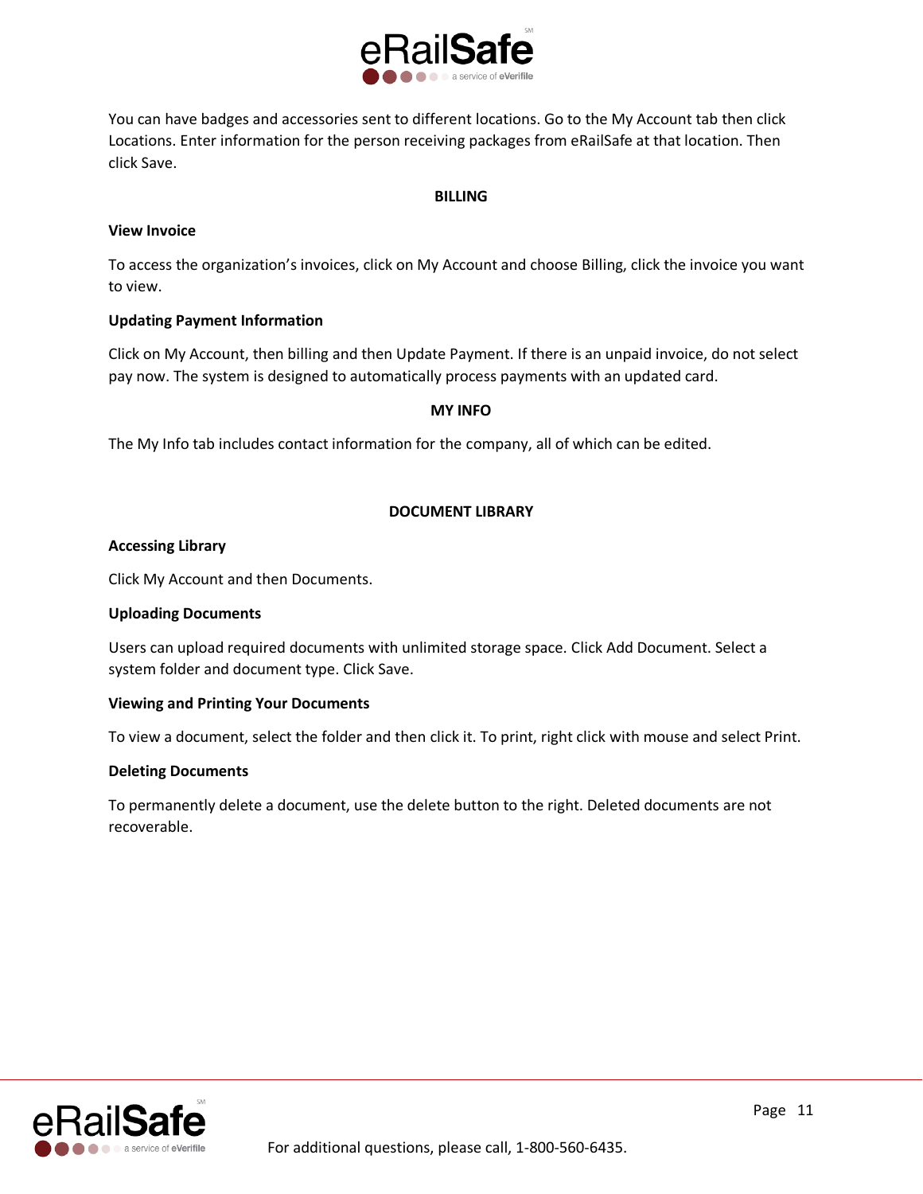You can have badges and accessories sent to different locations. Go to the My Account tab then click Locations. Enter information for the person receiving packages from eRailSafe at that location. Then click Save.

## BILLING

### View Invoice

To access the organization's invoices, click on My Account and choose Billing, click the invoice you want to view.

### Updating Payment Information

Click on My Account, then billing and then Update Payment. If there is an unpaid invoice, do not select pay now. The system is designed to automatically process payments with an updated card.

## MY INFO

The My Info tab includes contact information for the company, all of which can be edited.

## DOCUMENT LIBRARY

### Accessing Library

Click My Account and then Documents.

### Uploading Documents

Users can upload required documents with unlimited storage space. Click Add Document. Select a system folder and document type. Click Save.

### Viewing and Printing Your Documents

To view a document, select the folder and then click it. To print, right click with mouse and select Print.

### Deleting Documents

To permanently delete a document, use the delete button to the right. Deleted documents are not recoverable.